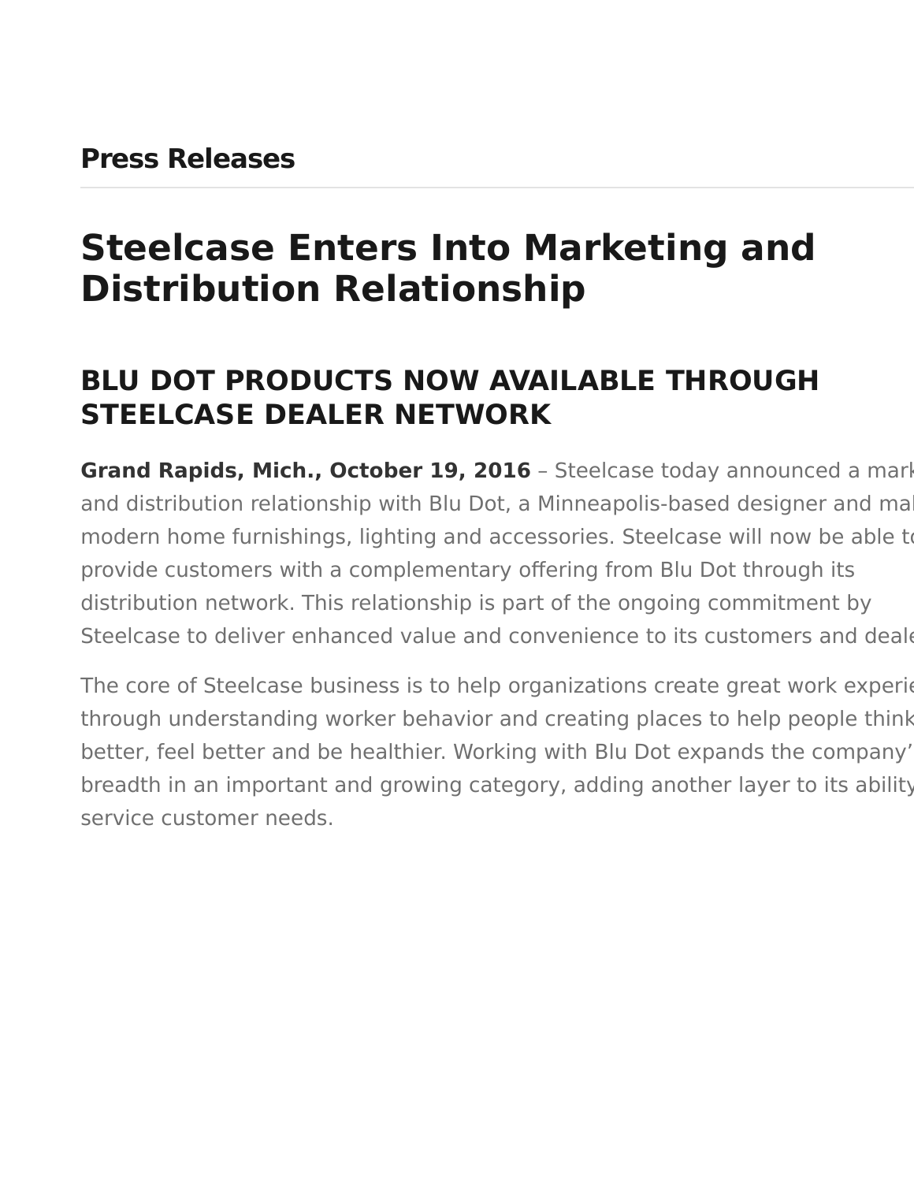## Press Releases

# Steelcase Enters Into Marketing and Distribution Relationship

## BLU DOT PRODUCTS NOW AVAILABLE THROUGH STEELCASE DEALER NETWORK

**Grand Rapids, Mich., October 19, 2016** – Steelcase today announced a marketing and distribution relationship with Blu Dot, a Minneapolis-based designer and maker of modern home furnishings, lighting and accessories. Steelcase will now be able to provide customers with a complementary offering from Blu Dot through its distribution network. This relationship is part of the ongoing commitment by Steelcase to deliver enhanced value and convenience to its customers and dealers.

The core of Steelcase business is to help organizations create great work experiences through understanding worker behavior and creating places to help people think better, feel better and be healthier. Working with Blu Dot expands the company's breadth in an important and growing category, adding another layer to its ability to service customer needs.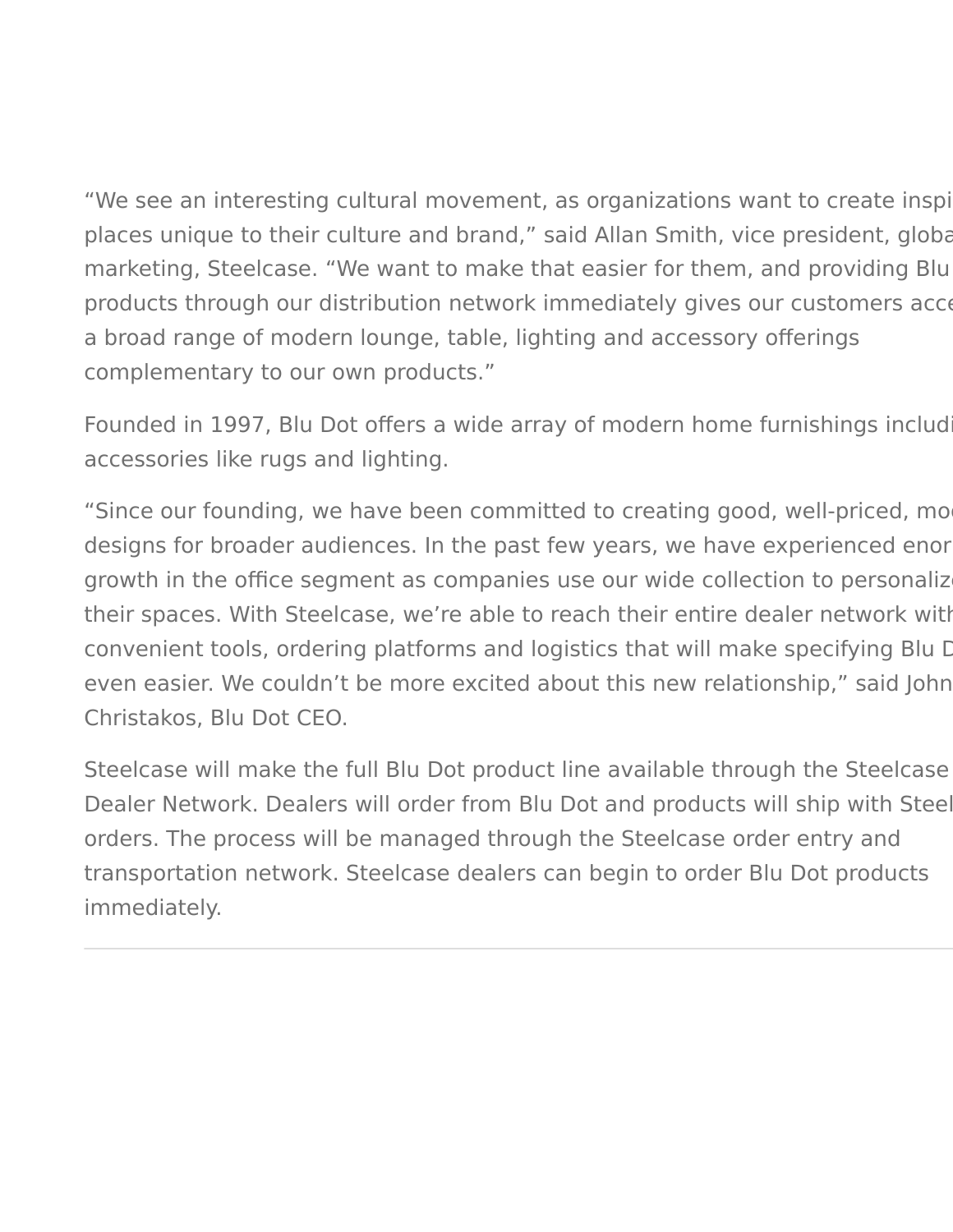“We see an interesting cultural movement, as organizations want to create inspi places unique to their culture and brand,” said Allan Smith, vice president, globa marketing, Steelcase. “We want to make that easier for them, and providing Blu products through our distribution network immediately gives our customers acce a broad range of modern lounge, table, lighting and accessory offerings complementary to our own products.”

Founded in 1997, Blu Dot offers a wide array of modern home furnishings includi accessories like rugs and lighting.

“Since our founding, we have been committed to creating good, well-priced, mo designs for broader audiences. In the past few years, we have experienced enor growth in the office segment as companies use our wide collection to personaliz their spaces. With Steelcase, we’re able to reach their entire dealer network with convenient tools, ordering platforms and logistics that will make specifying Blu D even easier. We couldn’t be more excited about this new relationship,” said John Christakos, Blu Dot CEO.

Steelcase will make the full Blu Dot product line available through the Steelcase Dealer Network. Dealers will order from Blu Dot and products will ship with Steel orders. The process will be managed through the Steelcase order entry and transportation network. Steelcase dealers can begin to order Blu Dot products immediately.

---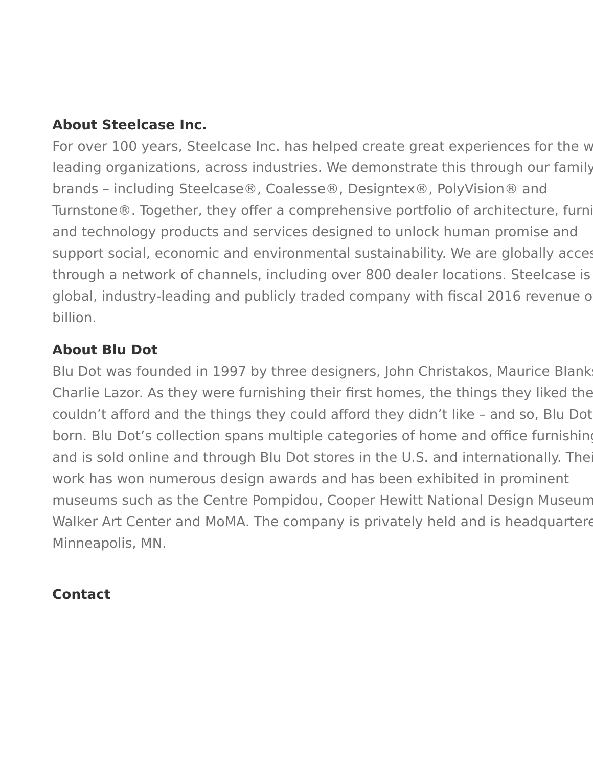**About Steelcase Inc.**

For over 100 years, Steelcase Inc. has helped create great experiences for the w leading organizations, across industries. We demonstrate this through our family brands – including Steelcase®, Coalesse®, Designtex®, PolyVision® and Turnstone®. Together, they offer a comprehensive portfolio of architecture, furni and technology products and services designed to unlock human promise and support social, economic and environmental sustainability. We are globally acces through a network of channels, including over 800 dealer locations. Steelcase is global, industry-leading and publicly traded company with fiscal 2016 revenue o billion.

**About Blu Dot**

Blu Dot was founded in 1997 by three designers, John Christakos, Maurice Blanks Charlie Lazor. As they were furnishing their first homes, the things they liked the couldn't afford and the things they could afford they didn't like – and so, Blu Dot born. Blu Dot's collection spans multiple categories of home and office furnishing and is sold online and through Blu Dot stores in the U.S. and internationally. Thei work has won numerous design awards and has been exhibited in prominent museums such as the Centre Pompidou, Cooper Hewitt National Design Museum Walker Art Center and MoMA. The company is privately held and is headquartere Minneapolis, MN.

---

**Contact**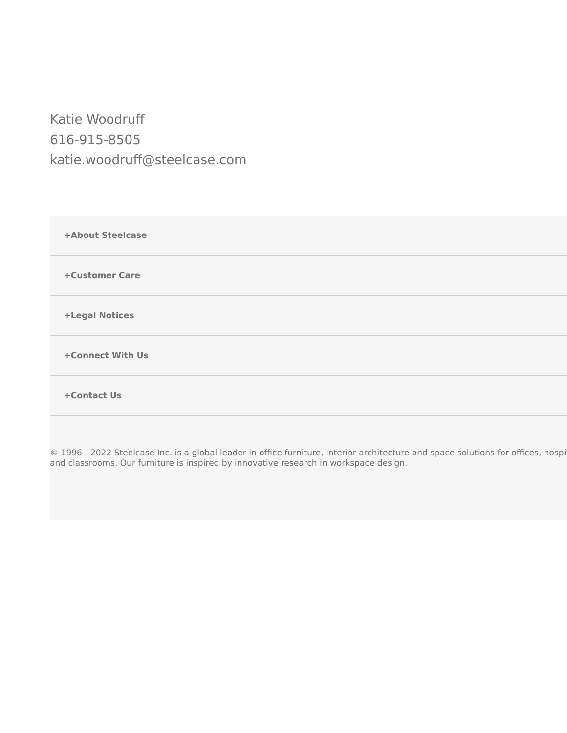Katie Woodruff
616-915-8505
katie.woodruff@steelcase.com

**+About Steelcase**

**+Customer Care**

**+Legal Notices**

**+Connect With Us**

**+Contact Us**

© 1996 - 2022 Steelcase Inc. is a global leader in office furniture, interior architecture and space solutions for offices, hospi and classrooms. Our furniture is inspired by innovative research in workspace design.